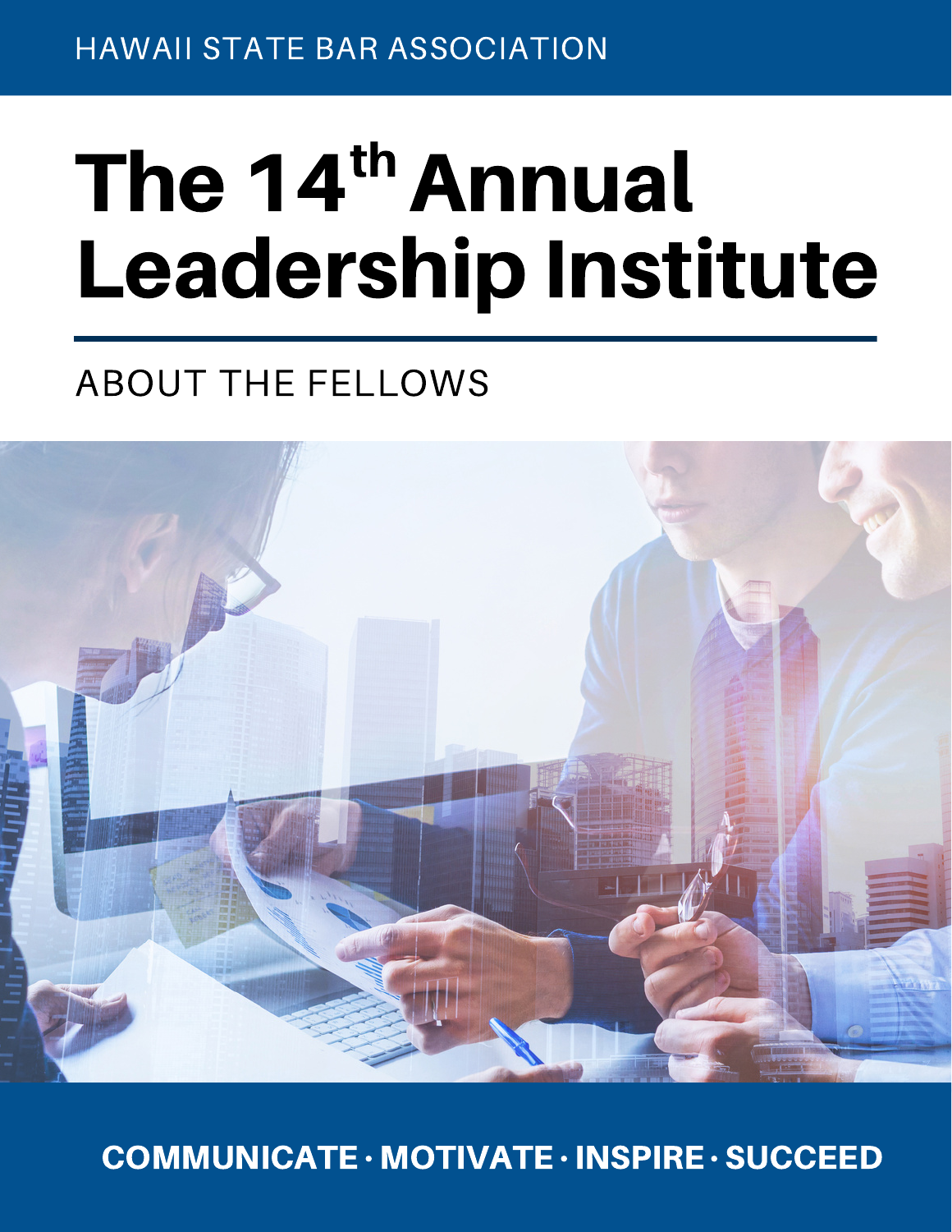HAWAII STATE BAR ASSOCIATION

# The 14th Annual Leadership Institute

## ABOUT THE FELLOWS

**COMMUNICATE · MOTIVATE · INSPIRE · SUCCEED**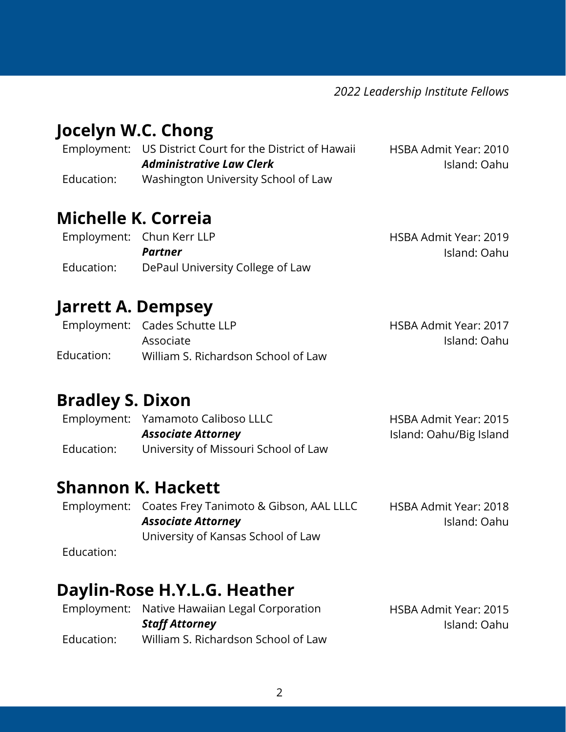*2022 Leadership Institute Fellows*

## Jocelyn W.C. Chong

Employment: US District Court for the District of Hawaii
***Administrative Law Clerk***
Education: Washington University School of Law

HSBA Admit Year: 2010
Island: Oahu

## Michelle K. Correia

Employment: Chun Kerr LLP
***Partner***
Education: DePaul University College of Law

HSBA Admit Year: 2019
Island: Oahu

## Jarrett A. Dempsey

Employment: Cades Schutte LLP
Associate
Education: William S. Richardson School of Law

HSBA Admit Year: 2017
Island: Oahu

## Bradley S. Dixon

Employment: Yamamoto Caliboso LLLC
***Associate Attorney***
Education: University of Missouri School of Law

HSBA Admit Year: 2015
Island: Oahu/Big Island

## Shannon K. Hackett

Employment: Coates Frey Tanimoto & Gibson, AAL LLLC
***Associate Attorney***
Education: University of Kansas School of Law

HSBA Admit Year: 2018
Island: Oahu

## Daylin-Rose H.Y.L.G. Heather

Employment: Native Hawaiian Legal Corporation
***Staff Attorney***
Education: William S. Richardson School of Law

HSBA Admit Year: 2015
Island: Oahu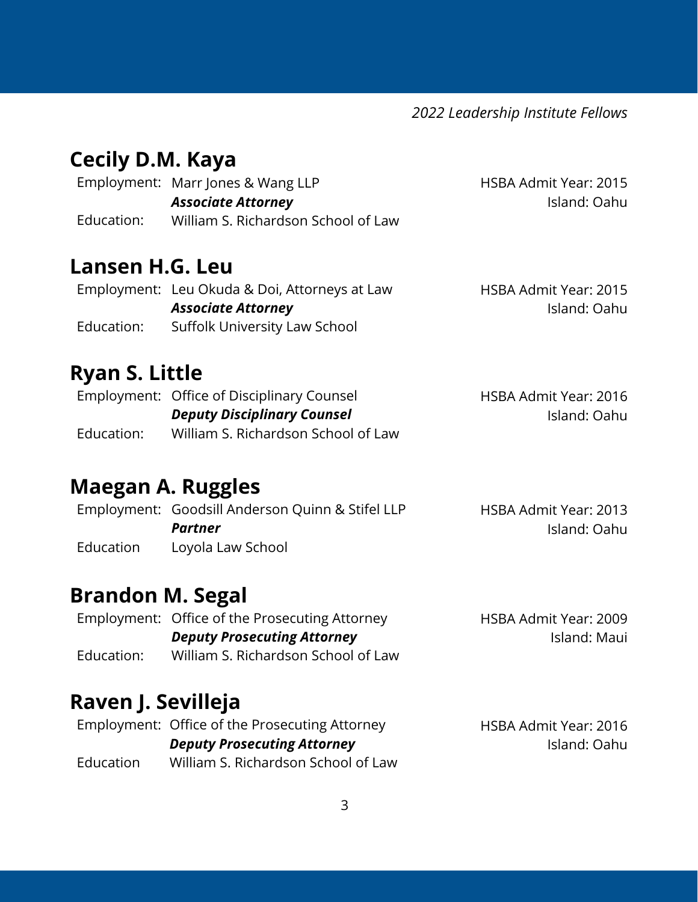*2022 Leadership Institute Fellows*

## Cecily D.M. Kaya

Employment: Marr Jones & Wang LLP
***Associate Attorney***
Education: William S. Richardson School of Law

HSBA Admit Year: 2015
Island: Oahu

## Lansen H.G. Leu

Employment: Leu Okuda & Doi, Attorneys at Law
***Associate Attorney***
Education: Suffolk University Law School

HSBA Admit Year: 2015
Island: Oahu

## Ryan S. Little

Employment: Office of Disciplinary Counsel
***Deputy Disciplinary Counsel***
Education: William S. Richardson School of Law

HSBA Admit Year: 2016
Island: Oahu

## Maegan A. Ruggles

Employment: Goodsill Anderson Quinn & Stifel LLP
***Partner***
Education Loyola Law School

HSBA Admit Year: 2013
Island: Oahu

## Brandon M. Segal

Employment: Office of the Prosecuting Attorney
***Deputy Prosecuting Attorney***
Education: William S. Richardson School of Law

HSBA Admit Year: 2009
Island: Maui

## Raven J. Sevilleja

Employment: Office of the Prosecuting Attorney
***Deputy Prosecuting Attorney***
Education William S. Richardson School of Law

HSBA Admit Year: 2016
Island: Oahu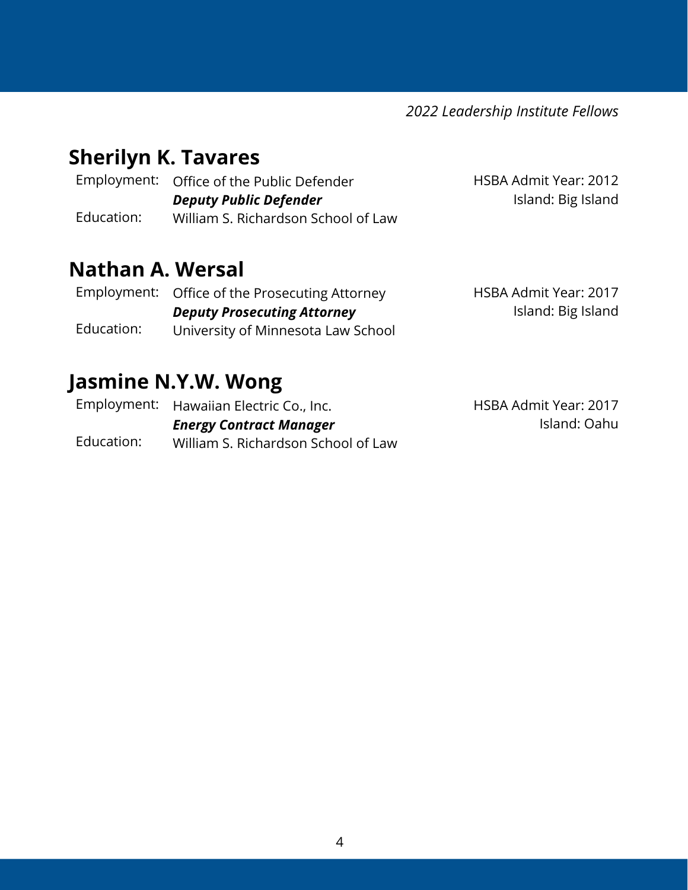## Sherilyn K. Tavares

Employment: Office of the Public Defender
***Deputy Public Defender***
Education: William S. Richardson School of Law

HSBA Admit Year: 2012
Island: Big Island

## Nathan A. Wersal

Employment: Office of the Prosecuting Attorney
***Deputy Prosecuting Attorney***
Education: University of Minnesota Law School

HSBA Admit Year: 2017
Island: Big Island

## Jasmine N.Y.W. Wong

Employment: Hawaiian Electric Co., Inc.
***Energy Contract Manager***
Education: William S. Richardson School of Law

HSBA Admit Year: 2017
Island: Oahu